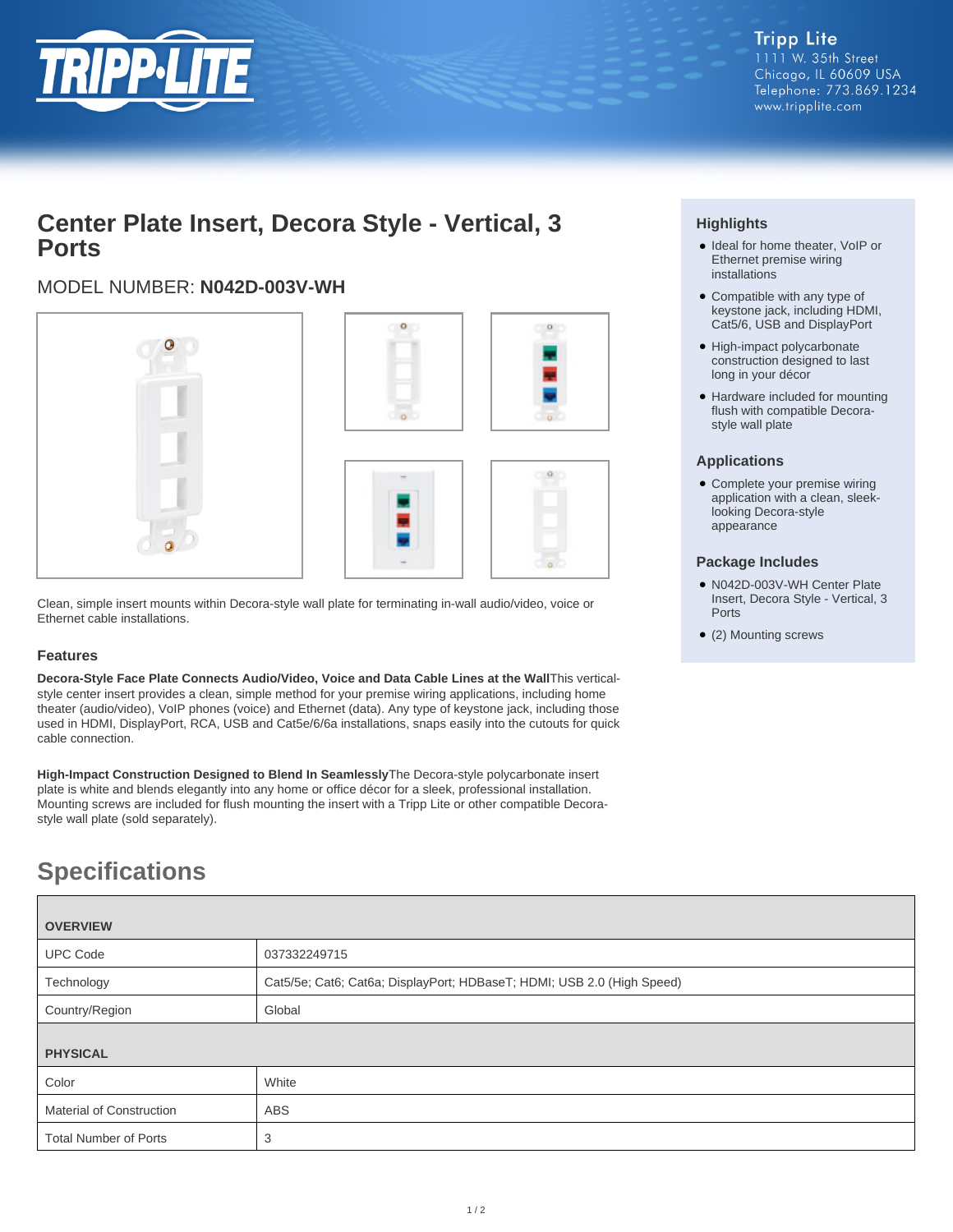Tripp Lite
1111 W. 35th Street
Chicago, IL 60609 USA
Telephone: 773.869.1234
www.tripplite.com

# Center Plate Insert, Decora Style - Vertical, 3 Ports

## MODEL NUMBER: **N042D-003V-WH**

Clean, simple insert mounts within Decora-style wall plate for terminating in-wall audio/video, voice or Ethernet cable installations.

### Features

**Decora-Style Face Plate Connects Audio/Video, Voice and Data Cable Lines at the Wall** This vertical-style center insert provides a clean, simple method for your premise wiring applications, including home theater (audio/video), VoIP phones (voice) and Ethernet (data). Any type of keystone jack, including those used in HDMI, DisplayPort, RCA, USB and Cat5e/6/6a installations, snaps easily into the cutouts for quick cable connection.

**High-Impact Construction Designed to Blend In Seamlessly** The Decora-style polycarbonate insert plate is white and blends elegantly into any home or office décor for a sleek, professional installation. Mounting screws are included for flush mounting the insert with a Tripp Lite or other compatible Decora-style wall plate (sold separately).

### Highlights

- Ideal for home theater, VoIP or Ethernet premise wiring installations
- Compatible with any type of keystone jack, including HDMI, Cat5/6, USB and DisplayPort
- High-impact polycarbonate construction designed to last long in your décor
- Hardware included for mounting flush with compatible Decora-style wall plate

### Applications

- Complete your premise wiring application with a clean, sleek-looking Decora-style appearance

### Package Includes

- N042D-003V-WH Center Plate Insert, Decora Style - Vertical, 3 Ports
- (2) Mounting screws

# Specifications

| OVERVIEW | |
|---|---|
| UPC Code | 037332249715 |
| Technology | Cat5/5e; Cat6; Cat6a; DisplayPort; HDBaseT; HDMI; USB 2.0 (High Speed) |
| Country/Region | Global |
| **PHYSICAL** | |
| Color | White |
| Material of Construction | ABS |
| Total Number of Ports | 3 |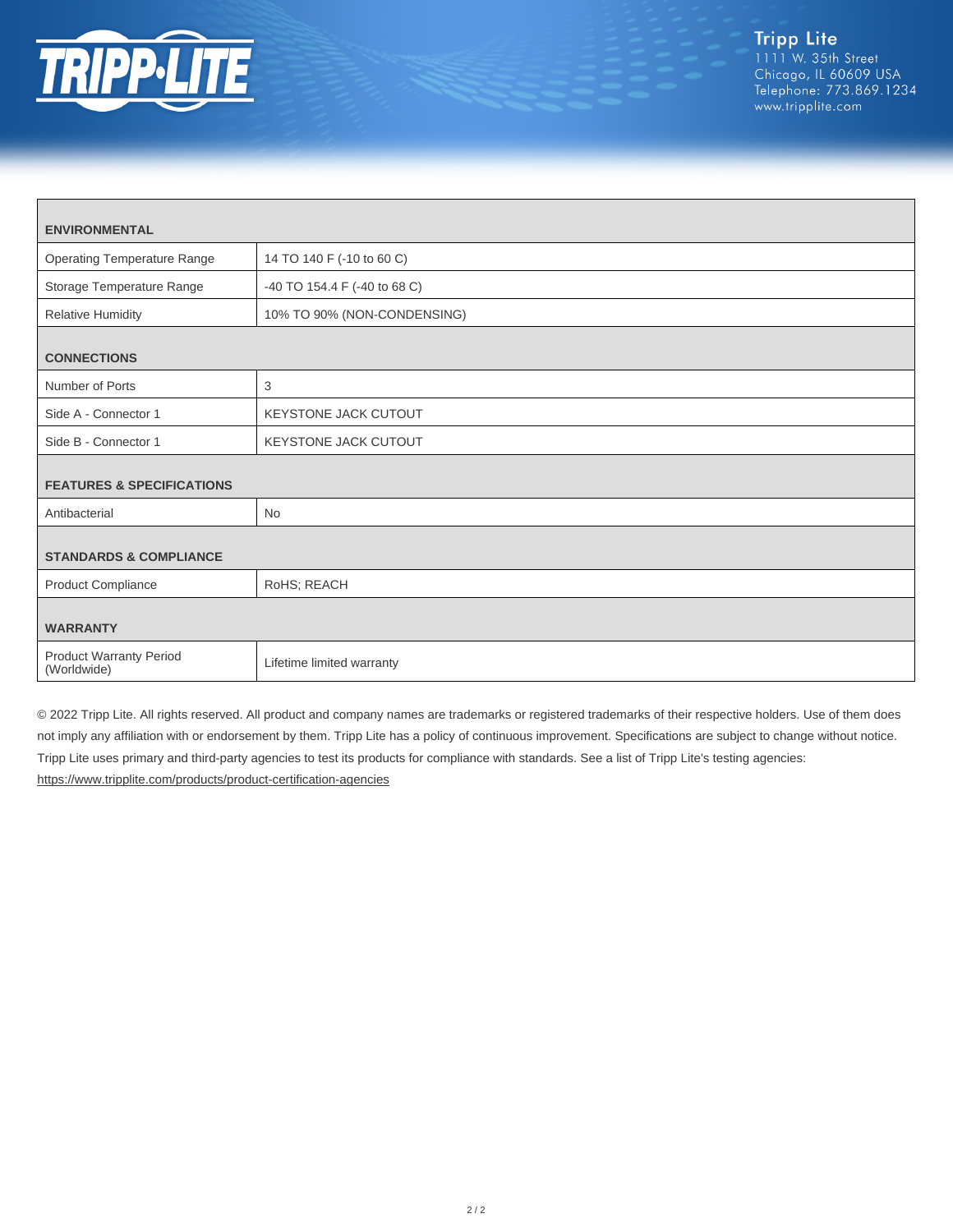| | |
|---|---|
| **ENVIRONMENTAL** | |
| Operating Temperature Range | 14 TO 140 F (-10 to 60 C) |
| Storage Temperature Range | -40 TO 154.4 F (-40 to 68 C) |
| Relative Humidity | 10% TO 90% (NON-CONDENSING) |
| **CONNECTIONS** | |
| Number of Ports | 3 |
| Side A - Connector 1 | KEYSTONE JACK CUTOUT |
| Side B - Connector 1 | KEYSTONE JACK CUTOUT |
| **FEATURES & SPECIFICATIONS** | |
| Antibacterial | No |
| **STANDARDS & COMPLIANCE** | |
| Product Compliance | RoHS; REACH |
| **WARRANTY** | |
| Product Warranty Period (Worldwide) | Lifetime limited warranty |

© 2022 Tripp Lite. All rights reserved. All product and company names are trademarks or registered trademarks of their respective holders. Use of them does not imply any affiliation with or endorsement by them. Tripp Lite has a policy of continuous improvement. Specifications are subject to change without notice. Tripp Lite uses primary and third-party agencies to test its products for compliance with standards. See a list of Tripp Lite's testing agencies: https://www.tripplite.com/products/product-certification-agencies